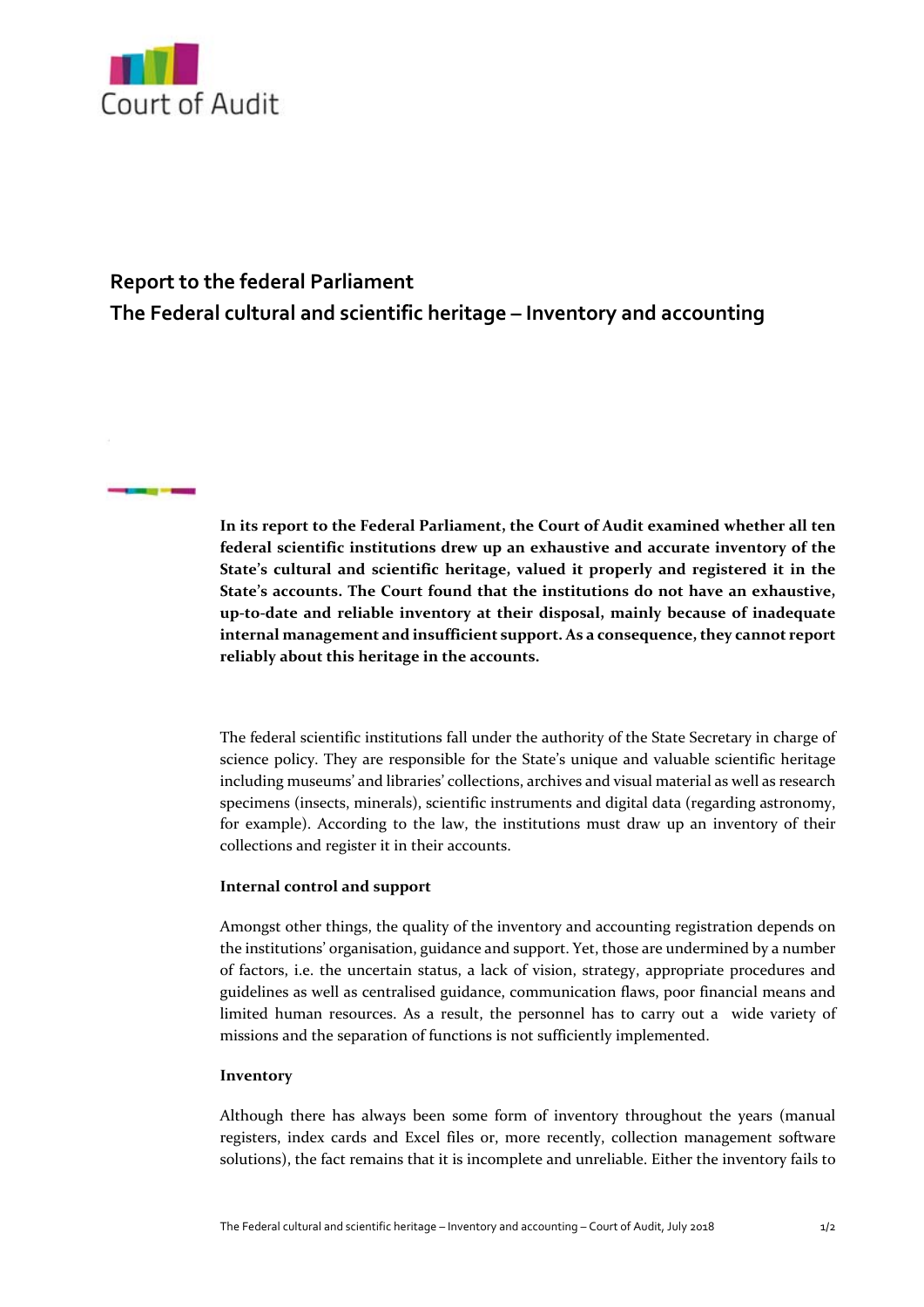Court of Audit

# Report to the federal Parliament
# The Federal cultural and scientific heritage – Inventory and accounting

**In its report to the Federal Parliament, the Court of Audit examined whether all ten federal scientific institutions drew up an exhaustive and accurate inventory of the State's cultural and scientific heritage, valued it properly and registered it in the State's accounts. The Court found that the institutions do not have an exhaustive, up-to-date and reliable inventory at their disposal, mainly because of inadequate internal management and insufficient support. As a consequence, they cannot report reliably about this heritage in the accounts.**

The federal scientific institutions fall under the authority of the State Secretary in charge of science policy. They are responsible for the State's unique and valuable scientific heritage including museums' and libraries' collections, archives and visual material as well as research specimens (insects, minerals), scientific instruments and digital data (regarding astronomy, for example). According to the law, the institutions must draw up an inventory of their collections and register it in their accounts.

**Internal control and support**

Amongst other things, the quality of the inventory and accounting registration depends on the institutions' organisation, guidance and support. Yet, those are undermined by a number of factors, i.e. the uncertain status, a lack of vision, strategy, appropriate procedures and guidelines as well as centralised guidance, communication flaws, poor financial means and limited human resources. As a result, the personnel has to carry out a wide variety of missions and the separation of functions is not sufficiently implemented.

**Inventory**

Although there has always been some form of inventory throughout the years (manual registers, index cards and Excel files or, more recently, collection management software solutions), the fact remains that it is incomplete and unreliable. Either the inventory fails to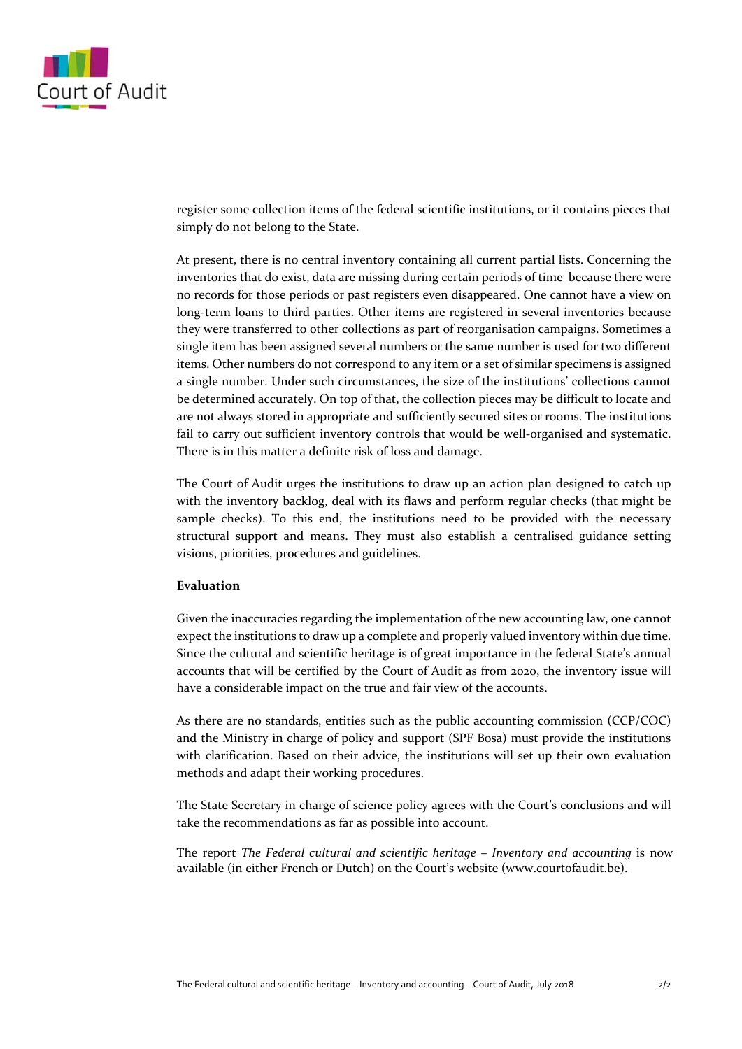register some collection items of the federal scientific institutions, or it contains pieces that simply do not belong to the State.

At present, there is no central inventory containing all current partial lists. Concerning the inventories that do exist, data are missing during certain periods of time because there were no records for those periods or past registers even disappeared. One cannot have a view on long-term loans to third parties. Other items are registered in several inventories because they were transferred to other collections as part of reorganisation campaigns. Sometimes a single item has been assigned several numbers or the same number is used for two different items. Other numbers do not correspond to any item or a set of similar specimens is assigned a single number. Under such circumstances, the size of the institutions' collections cannot be determined accurately. On top of that, the collection pieces may be difficult to locate and are not always stored in appropriate and sufficiently secured sites or rooms. The institutions fail to carry out sufficient inventory controls that would be well-organised and systematic. There is in this matter a definite risk of loss and damage.

The Court of Audit urges the institutions to draw up an action plan designed to catch up with the inventory backlog, deal with its flaws and perform regular checks (that might be sample checks). To this end, the institutions need to be provided with the necessary structural support and means. They must also establish a centralised guidance setting visions, priorities, procedures and guidelines.

**Evaluation**

Given the inaccuracies regarding the implementation of the new accounting law, one cannot expect the institutions to draw up a complete and properly valued inventory within due time. Since the cultural and scientific heritage is of great importance in the federal State's annual accounts that will be certified by the Court of Audit as from 2020, the inventory issue will have a considerable impact on the true and fair view of the accounts.

As there are no standards, entities such as the public accounting commission (CCP/COC) and the Ministry in charge of policy and support (SPF Bosa) must provide the institutions with clarification. Based on their advice, the institutions will set up their own evaluation methods and adapt their working procedures.

The State Secretary in charge of science policy agrees with the Court's conclusions and will take the recommendations as far as possible into account.

The report *The Federal cultural and scientific heritage – Inventory and accounting* is now available (in either French or Dutch) on the Court's website (www.courtofaudit.be).